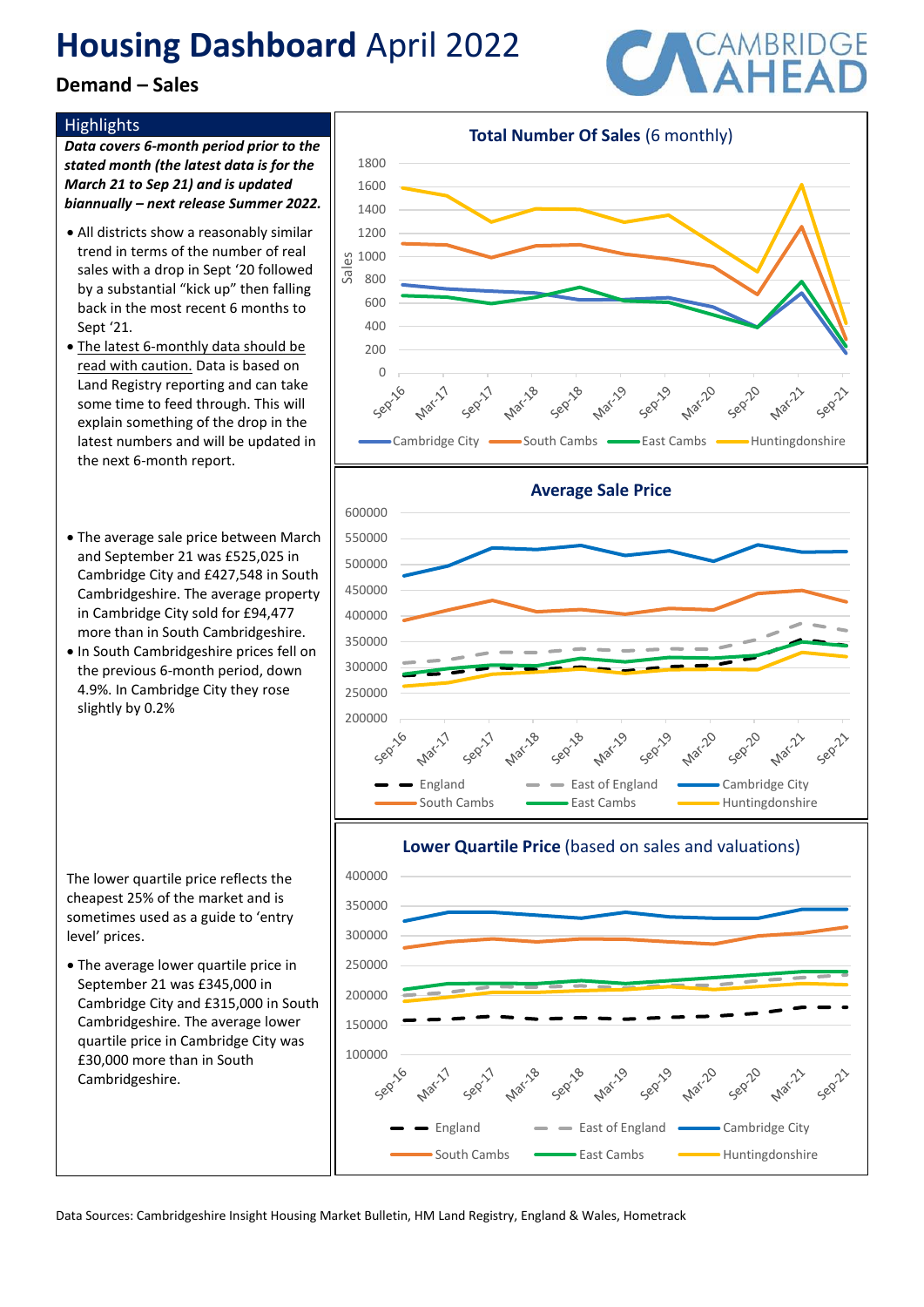# **Housing Dashboard** April 2022

## Demand – Sales

CAMBRIDGE AHEAD

### Highlights

***Data covers 6-month period prior to the stated month (the latest data is for the March 21 to Sep 21) and is updated biannually – next release Summer 2022.***

- All districts show a reasonably similar trend in terms of the number of real sales with a drop in Sept '20 followed by a substantial "kick up" then falling back in the most recent 6 months to Sept '21.
- The latest 6-monthly data should be read with caution. Data is based on Land Registry reporting and can take some time to feed through. This will explain something of the drop in the latest numbers and will be updated in the next 6-month report.

**Total Number Of Sales** (6 monthly)

- The average sale price between March and September 21 was £525,025 in Cambridge City and £427,548 in South Cambridgeshire. The average property in Cambridge City sold for £94,477 more than in South Cambridgeshire.
- In South Cambridgeshire prices fell on the previous 6-month period, down 4.9%. In Cambridge City they rose slightly by 0.2%

**Average Sale Price**

The lower quartile price reflects the cheapest 25% of the market and is sometimes used as a guide to 'entry level' prices.

- The average lower quartile price in September 21 was £345,000 in Cambridge City and £315,000 in South Cambridgeshire. The average lower quartile price in Cambridge City was £30,000 more than in South Cambridgeshire.

**Lower Quartile Price** (based on sales and valuations)

Data Sources: Cambridgeshire Insight Housing Market Bulletin, HM Land Registry, England & Wales, Hometrack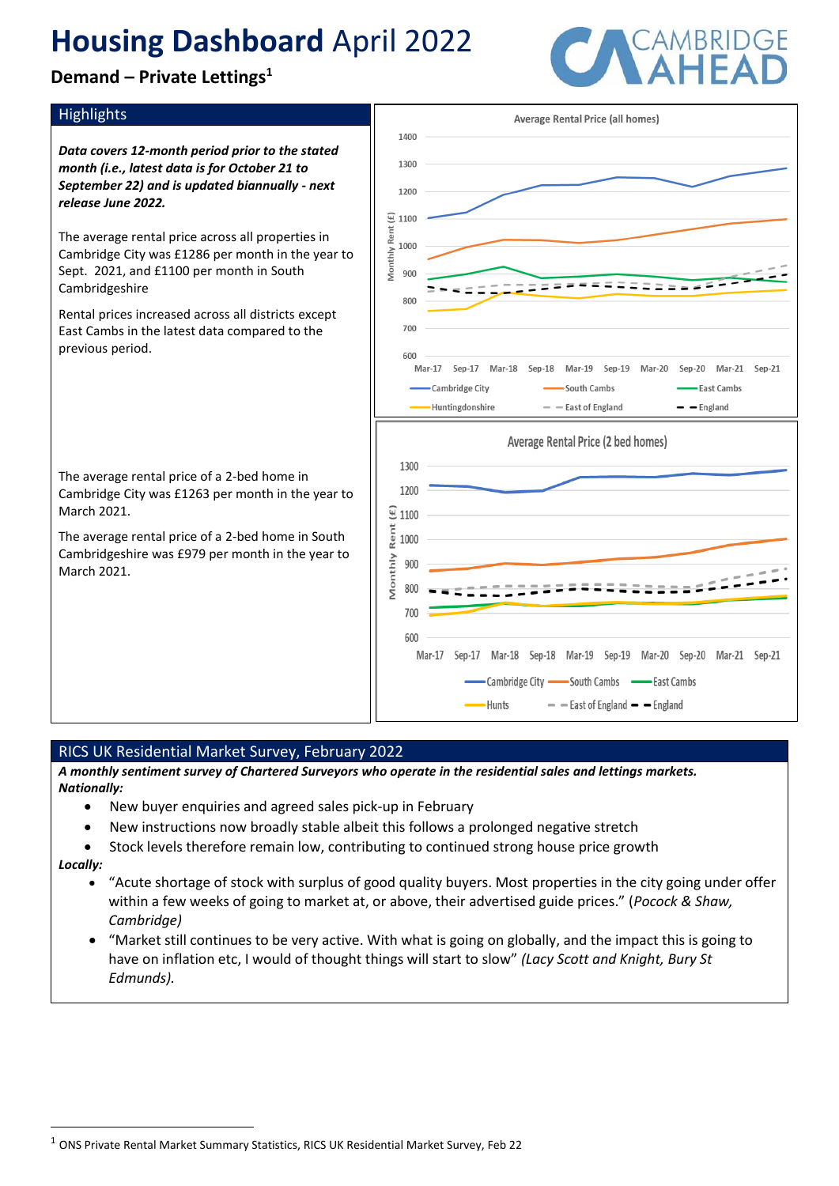# **Housing Dashboard** April 2022

## Demand – Private Lettings[1]

### Highlights

***Data covers 12-month period prior to the stated month (i.e., latest data is for October 21 to September 22) and is updated biannually - next release June 2022.***

The average rental price across all properties in Cambridge City was £1286 per month in the year to Sept. 2021, and £1100 per month in South Cambridgeshire

Rental prices increased across all districts except East Cambs in the latest data compared to the previous period.

The average rental price of a 2-bed home in Cambridge City was £1263 per month in the year to March 2021.

The average rental price of a 2-bed home in South Cambridgeshire was £979 per month in the year to March 2021.

### RICS UK Residential Market Survey, February 2022

***A monthly sentiment survey of Chartered Surveyors who operate in the residential sales and lettings markets.***

***Nationally:***

- New buyer enquiries and agreed sales pick-up in February
- New instructions now broadly stable albeit this follows a prolonged negative stretch
- Stock levels therefore remain low, contributing to continued strong house price growth

***Locally:***

- "Acute shortage of stock with surplus of good quality buyers. Most properties in the city going under offer within a few weeks of going to market at, or above, their advertised guide prices." (*Pocock & Shaw, Cambridge)*
- "Market still continues to be very active. With what is going on globally, and the impact this is going to have on inflation etc, I would of thought things will start to slow" *(Lacy Scott and Knight, Bury St Edmunds).*

[1] ONS Private Rental Market Summary Statistics, RICS UK Residential Market Survey, Feb 22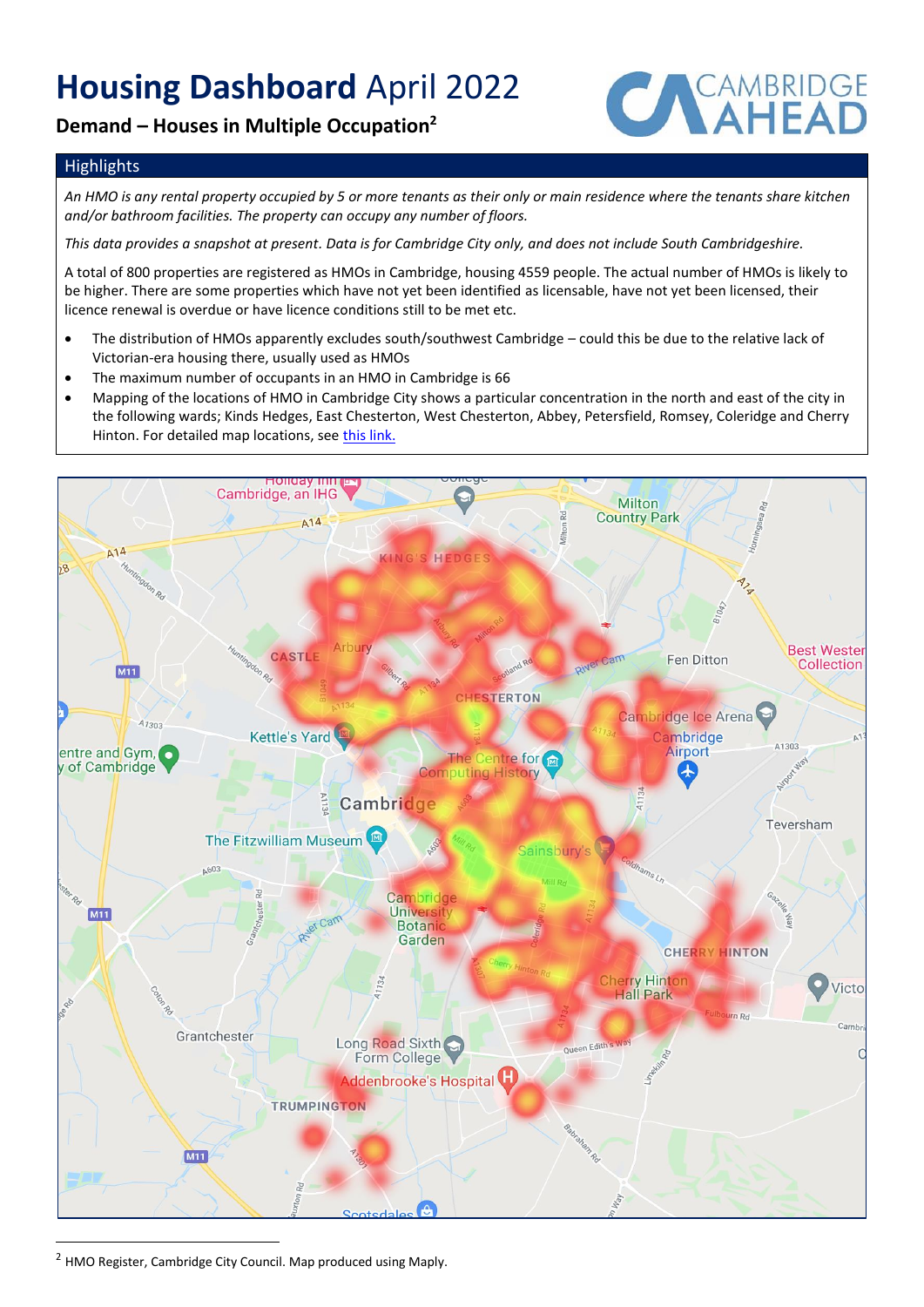# **Housing Dashboard** April 2022

## Demand – Houses in Multiple Occupation[2]

### Highlights

*An HMO is any rental property occupied by 5 or more tenants as their only or main residence where the tenants share kitchen and/or bathroom facilities. The property can occupy any number of floors.*

*This data provides a snapshot at present. Data is for Cambridge City only, and does not include South Cambridgeshire.*

A total of 800 properties are registered as HMOs in Cambridge, housing 4559 people. The actual number of HMOs is likely to be higher. There are some properties which have not yet been identified as licensable, have not yet been licensed, their licence renewal is overdue or have licence conditions still to be met etc.

- The distribution of HMOs apparently excludes south/southwest Cambridge – could this be due to the relative lack of Victorian-era housing there, usually used as HMOs
- The maximum number of occupants in an HMO in Cambridge is 66
- Mapping of the locations of HMO in Cambridge City shows a particular concentration in the north and east of the city in the following wards; Kinds Hedges, East Chesterton, West Chesterton, Abbey, Petersfield, Romsey, Coleridge and Cherry Hinton. For detailed map locations, see [this link.]

---

[2] HMO Register, Cambridge City Council. Map produced using Maply.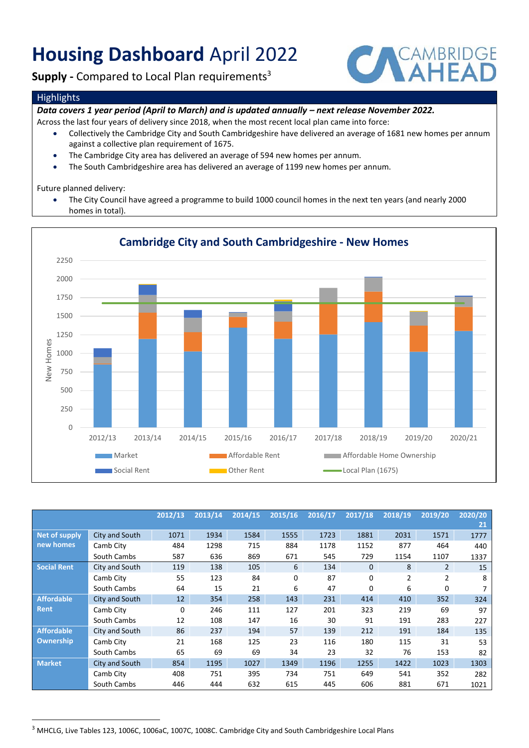# **Housing Dashboard** April 2022

**Supply -** Compared to Local Plan requirements[3]

## Highlights

***Data covers 1 year period (April to March) and is updated annually – next release November 2022.***

Across the last four years of delivery since 2018, when the most recent local plan came into force:

- Collectively the Cambridge City and South Cambridgeshire have delivered an average of 1681 new homes per annum against a collective plan requirement of 1675.
- The Cambridge City area has delivered an average of 594 new homes per annum.
- The South Cambridgeshire area has delivered an average of 1199 new homes per annum.

Future planned delivery:

- The City Council have agreed a programme to build 1000 council homes in the next ten years (and nearly 2000 homes in total).

**Cambridge City and South Cambridgeshire - New Homes**

| | | 2012/13 | 2013/14 | 2014/15 | 2015/16 | 2016/17 | 2017/18 | 2018/19 | 2019/20 | 2020/21 |
|---|---|---|---|---|---|---|---|---|---|---|
| **Net of supply new homes** | City and South | 1071 | 1934 | 1584 | 1555 | 1723 | 1881 | 2031 | 1571 | 1777 |
| | Camb City | 484 | 1298 | 715 | 884 | 1178 | 1152 | 877 | 464 | 440 |
| | South Cambs | 587 | 636 | 869 | 671 | 545 | 729 | 1154 | 1107 | 1337 |
| **Social Rent** | City and South | 119 | 138 | 105 | 6 | 134 | 0 | 8 | 2 | 15 |
| | Camb City | 55 | 123 | 84 | 0 | 87 | 0 | 2 | 2 | 8 |
| | South Cambs | 64 | 15 | 21 | 6 | 47 | 0 | 6 | 0 | 7 |
| **Affordable Rent** | City and South | 12 | 354 | 258 | 143 | 231 | 414 | 410 | 352 | 324 |
| | Camb City | 0 | 246 | 111 | 127 | 201 | 323 | 219 | 69 | 97 |
| | South Cambs | 12 | 108 | 147 | 16 | 30 | 91 | 191 | 283 | 227 |
| **Affordable Ownership** | City and South | 86 | 237 | 194 | 57 | 139 | 212 | 191 | 184 | 135 |
| | Camb City | 21 | 168 | 125 | 23 | 116 | 180 | 115 | 31 | 53 |
| | South Cambs | 65 | 69 | 69 | 34 | 23 | 32 | 76 | 153 | 82 |
| **Market** | City and South | 854 | 1195 | 1027 | 1349 | 1196 | 1255 | 1422 | 1023 | 1303 |
| | Camb City | 408 | 751 | 395 | 734 | 751 | 649 | 541 | 352 | 282 |
| | South Cambs | 446 | 444 | 632 | 615 | 445 | 606 | 881 | 671 | 1021 |

[3] MHCLG, Live Tables 123, 1006C, 1006aC, 1007C, 1008C. Cambridge City and South Cambridgeshire Local Plans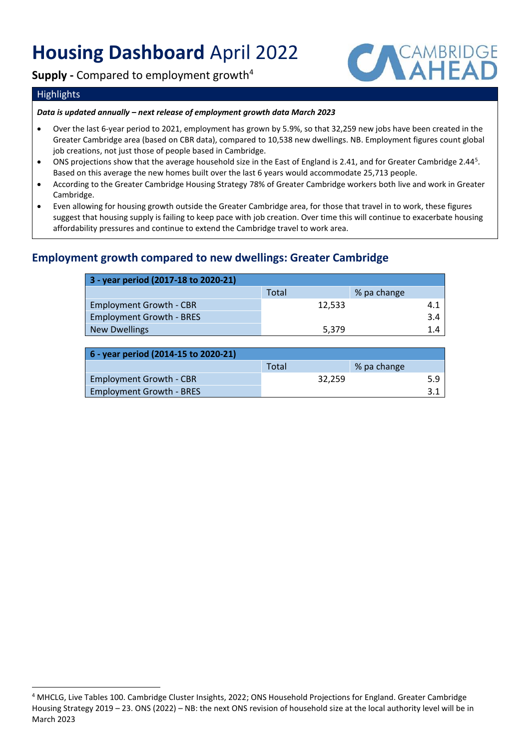# **Housing Dashboard** April 2022

**Supply -** Compared to employment growth[4]

## Highlights

***Data is updated annually – next release of employment growth data March 2023***

- Over the last 6-year period to 2021, employment has grown by 5.9%, so that 32,259 new jobs have been created in the Greater Cambridge area (based on CBR data), compared to 10,538 new dwellings. NB. Employment figures count global job creations, not just those of people based in Cambridge.
- ONS projections show that the average household size in the East of England is 2.41, and for Greater Cambridge 2.44[5]. Based on this average the new homes built over the last 6 years would accommodate 25,713 people.
- According to the Greater Cambridge Housing Strategy 78% of Greater Cambridge workers both live and work in Greater Cambridge.
- Even allowing for housing growth outside the Greater Cambridge area, for those that travel in to work, these figures suggest that housing supply is failing to keep pace with job creation. Over time this will continue to exacerbate housing affordability pressures and continue to extend the Cambridge travel to work area.

## Employment growth compared to new dwellings: Greater Cambridge

| 3 - year period (2017-18 to 2020-21) | | |
|---|---|---|
| | Total | % pa change |
| Employment Growth - CBR | 12,533 | 4.1 |
| Employment Growth - BRES | | 3.4 |
| New Dwellings | 5,379 | 1.4 |

| 6 - year period (2014-15 to 2020-21) | | |
|---|---|---|
| | Total | % pa change |
| Employment Growth - CBR | 32,259 | 5.9 |
| Employment Growth - BRES | | 3.1 |

[4] MHCLG, Live Tables 100. Cambridge Cluster Insights, 2022; ONS Household Projections for England. Greater Cambridge Housing Strategy 2019 – 23. ONS (2022) – NB: the next ONS revision of household size at the local authority level will be in March 2023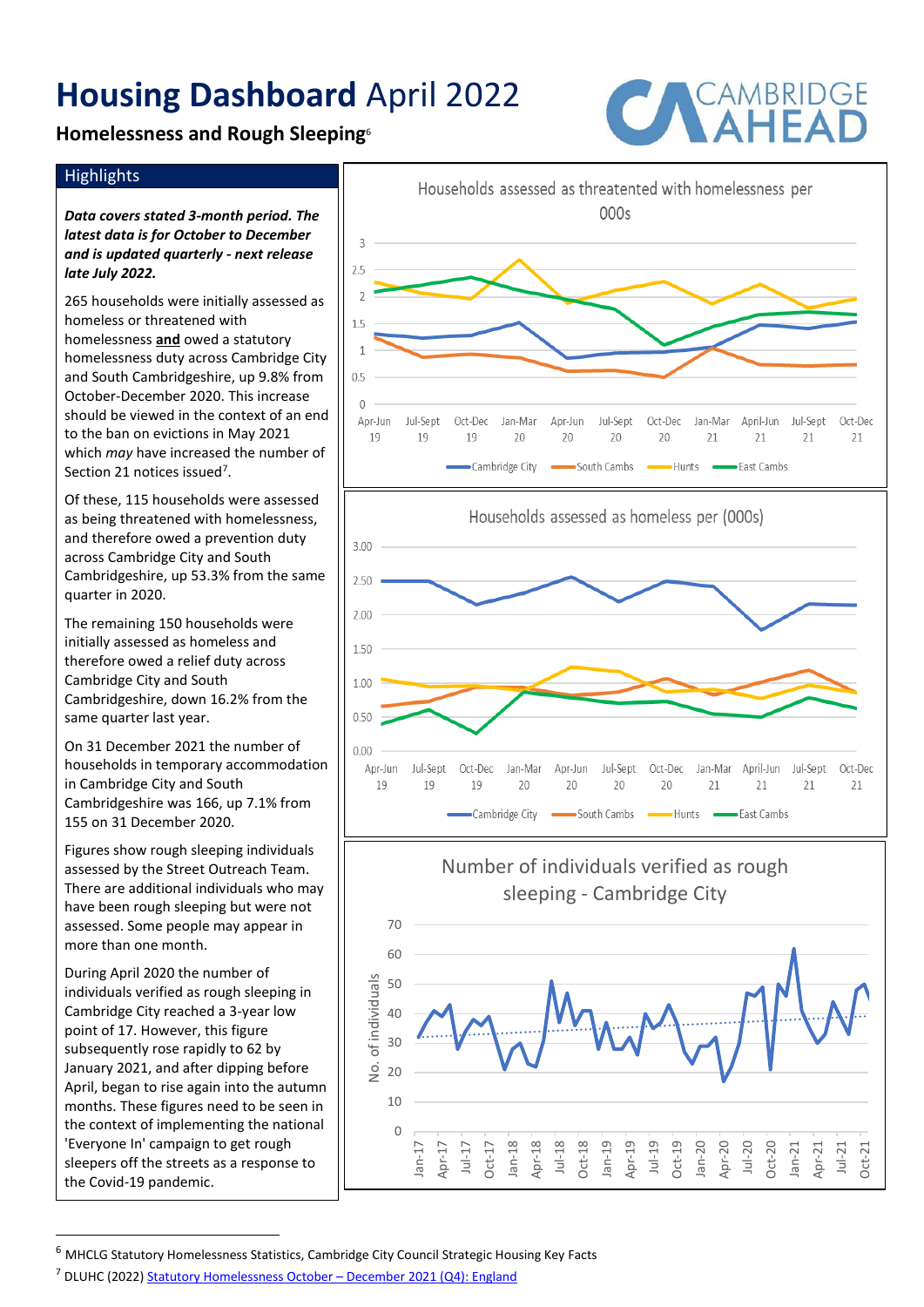# Housing Dashboard April 2022

### Homelessness and Rough Sleeping[6]

## Highlights

***Data covers stated 3-month period. The latest data is for October to December and is updated quarterly - next release late July 2022.***

265 households were initially assessed as homeless or threatened with homelessness **and** owed a statutory homelessness duty across Cambridge City and South Cambridgeshire, up 9.8% from October-December 2020. This increase should be viewed in the context of an end to the ban on evictions in May 2021 which *may* have increased the number of Section 21 notices issued[7].

Of these, 115 households were assessed as being threatened with homelessness, and therefore owed a prevention duty across Cambridge City and South Cambridgeshire, up 53.3% from the same quarter in 2020.

The remaining 150 households were initially assessed as homeless and therefore owed a relief duty across Cambridge City and South Cambridgeshire, down 16.2% from the same quarter last year.

On 31 December 2021 the number of households in temporary accommodation in Cambridge City and South Cambridgeshire was 166, up 7.1% from 155 on 31 December 2020.

Figures show rough sleeping individuals assessed by the Street Outreach Team. There are additional individuals who may have been rough sleeping but were not assessed. Some people may appear in more than one month.

During April 2020 the number of individuals verified as rough sleeping in Cambridge City reached a 3-year low point of 17. However, this figure subsequently rose rapidly to 62 by January 2021, and after dipping before April, began to rise again into the autumn months. These figures need to be seen in the context of implementing the national 'Everyone In' campaign to get rough sleepers off the streets as a response to the Covid-19 pandemic.

Households assessed as threatened with homelessness per 000s

Households assessed as homeless per (000s)

Number of individuals verified as rough sleeping - Cambridge City

---

[6] MHCLG Statutory Homelessness Statistics, Cambridge City Council Strategic Housing Key Facts

[7] DLUHC (2022) Statutory Homelessness October – December 2021 (Q4): England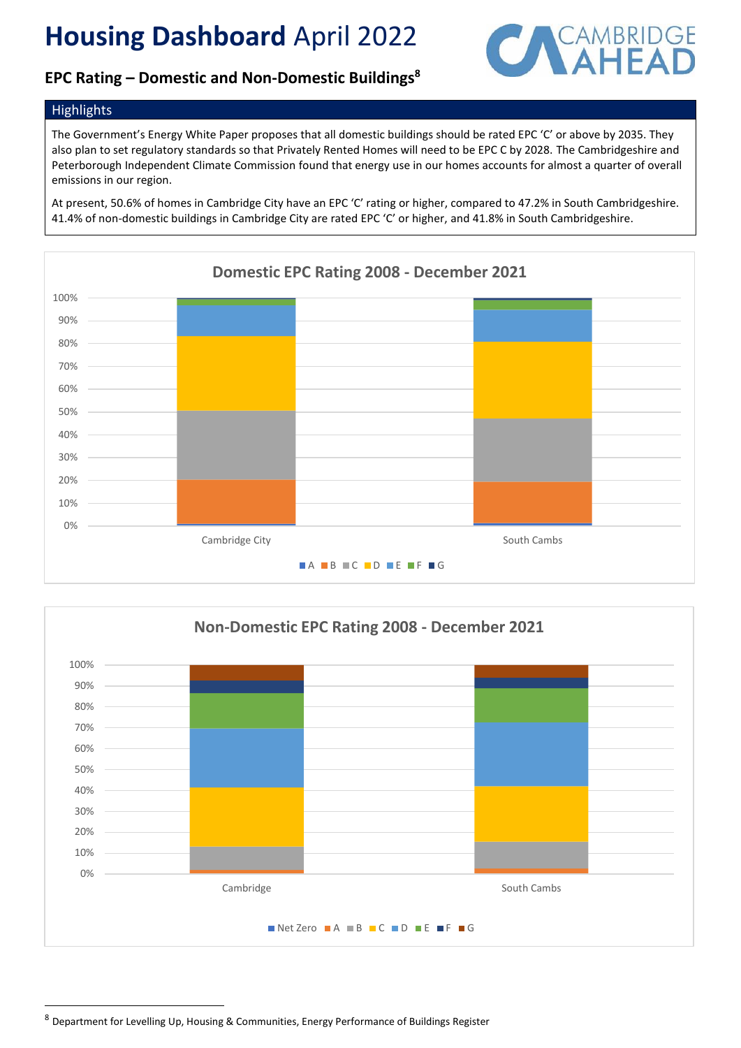# Housing Dashboard April 2022

CAMBRIDGE AHEAD

## EPC Rating – Domestic and Non-Domestic Buildings[8]

### Highlights

The Government's Energy White Paper proposes that all domestic buildings should be rated EPC 'C' or above by 2035. They also plan to set regulatory standards so that Privately Rented Homes will need to be EPC C by 2028. The Cambridgeshire and Peterborough Independent Climate Commission found that energy use in our homes accounts for almost a quarter of overall emissions in our region.

At present, 50.6% of homes in Cambridge City have an EPC 'C' rating or higher, compared to 47.2% in South Cambridgeshire. 41.4% of non-domestic buildings in Cambridge City are rated EPC 'C' or higher, and 41.8% in South Cambridgeshire.

Domestic EPC Rating 2008 - December 2021

100%
90%
80%
70%
60%
50%
40%
30%
20%
10%
0%

Cambridge City
South Cambs

A B C D E F G

Non-Domestic EPC Rating 2008 - December 2021

100%
90%
80%
70%
60%
50%
40%
30%
20%
10%
0%

Cambridge
South Cambs

Net Zero A B C D E F G

[8] Department for Levelling Up, Housing & Communities, Energy Performance of Buildings Register